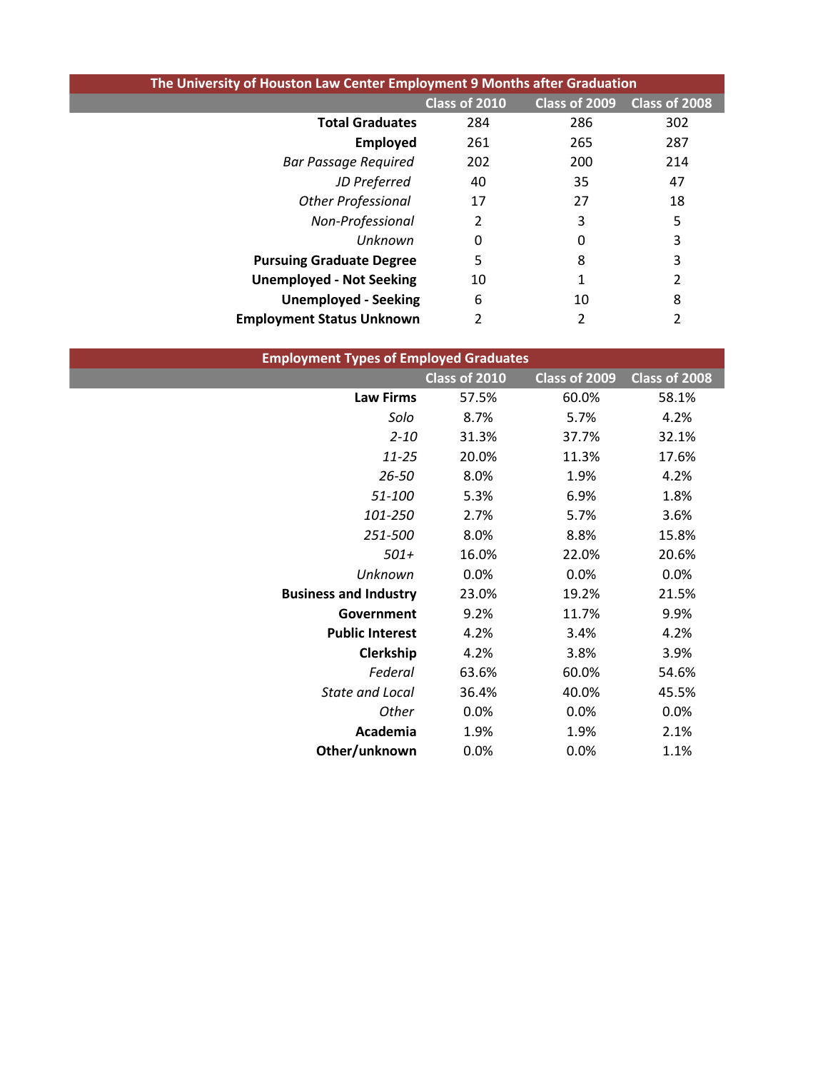| The University of Houston Law Center Employment 9 Months after Graduation | | | |
|---|---|---|---|
| | Class of 2010 | Class of 2009 | Class of 2008 |
| **Total Graduates** | 284 | 286 | 302 |
| **Employed** | 261 | 265 | 287 |
| *Bar Passage Required* | 202 | 200 | 214 |
| *JD Preferred* | 40 | 35 | 47 |
| *Other Professional* | 17 | 27 | 18 |
| *Non-Professional* | 2 | 3 | 5 |
| *Unknown* | 0 | 0 | 3 |
| **Pursuing Graduate Degree** | 5 | 8 | 3 |
| **Unemployed - Not Seeking** | 10 | 1 | 2 |
| **Unemployed - Seeking** | 6 | 10 | 8 |
| **Employment Status Unknown** | 2 | 2 | 2 |

| Employment Types of Employed Graduates | | | |
|---|---|---|---|
| | Class of 2010 | Class of 2009 | Class of 2008 |
| **Law Firms** | 57.5% | 60.0% | 58.1% |
| *Solo* | 8.7% | 5.7% | 4.2% |
| *2-10* | 31.3% | 37.7% | 32.1% |
| *11-25* | 20.0% | 11.3% | 17.6% |
| *26-50* | 8.0% | 1.9% | 4.2% |
| *51-100* | 5.3% | 6.9% | 1.8% |
| *101-250* | 2.7% | 5.7% | 3.6% |
| *251-500* | 8.0% | 8.8% | 15.8% |
| *501+* | 16.0% | 22.0% | 20.6% |
| *Unknown* | 0.0% | 0.0% | 0.0% |
| **Business and Industry** | 23.0% | 19.2% | 21.5% |
| **Government** | 9.2% | 11.7% | 9.9% |
| **Public Interest** | 4.2% | 3.4% | 4.2% |
| **Clerkship** | 4.2% | 3.8% | 3.9% |
| *Federal* | 63.6% | 60.0% | 54.6% |
| *State and Local* | 36.4% | 40.0% | 45.5% |
| *Other* | 0.0% | 0.0% | 0.0% |
| **Academia** | 1.9% | 1.9% | 2.1% |
| **Other/unknown** | 0.0% | 0.0% | 1.1% |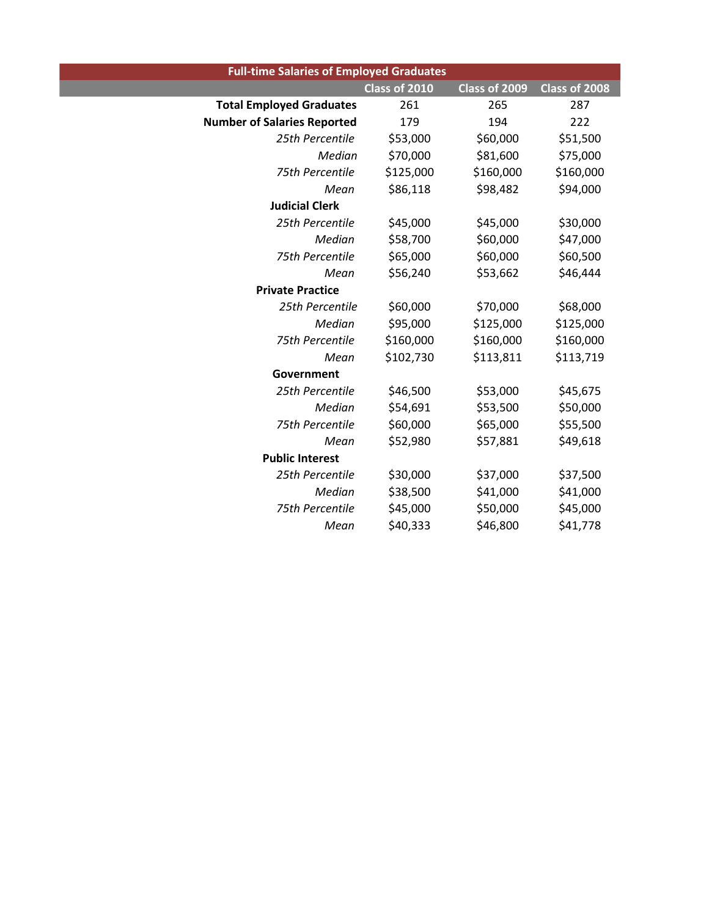| Full-time Salaries of Employed Graduates | | | |
|---|---|---|---|
| | Class of 2010 | Class of 2009 | Class of 2008 |
| **Total Employed Graduates** | 261 | 265 | 287 |
| **Number of Salaries Reported** | 179 | 194 | 222 |
| *25th Percentile* | $53,000 | $60,000 | $51,500 |
| *Median* | $70,000 | $81,600 | $75,000 |
| *75th Percentile* | $125,000 | $160,000 | $160,000 |
| *Mean* | $86,118 | $98,482 | $94,000 |
| **Judicial Clerk** | | | |
| *25th Percentile* | $45,000 | $45,000 | $30,000 |
| *Median* | $58,700 | $60,000 | $47,000 |
| *75th Percentile* | $65,000 | $60,000 | $60,500 |
| *Mean* | $56,240 | $53,662 | $46,444 |
| **Private Practice** | | | |
| *25th Percentile* | $60,000 | $70,000 | $68,000 |
| *Median* | $95,000 | $125,000 | $125,000 |
| *75th Percentile* | $160,000 | $160,000 | $160,000 |
| *Mean* | $102,730 | $113,811 | $113,719 |
| **Government** | | | |
| *25th Percentile* | $46,500 | $53,000 | $45,675 |
| *Median* | $54,691 | $53,500 | $50,000 |
| *75th Percentile* | $60,000 | $65,000 | $55,500 |
| *Mean* | $52,980 | $57,881 | $49,618 |
| **Public Interest** | | | |
| *25th Percentile* | $30,000 | $37,000 | $37,500 |
| *Median* | $38,500 | $41,000 | $41,000 |
| *75th Percentile* | $45,000 | $50,000 | $45,000 |
| *Mean* | $40,333 | $46,800 | $41,778 |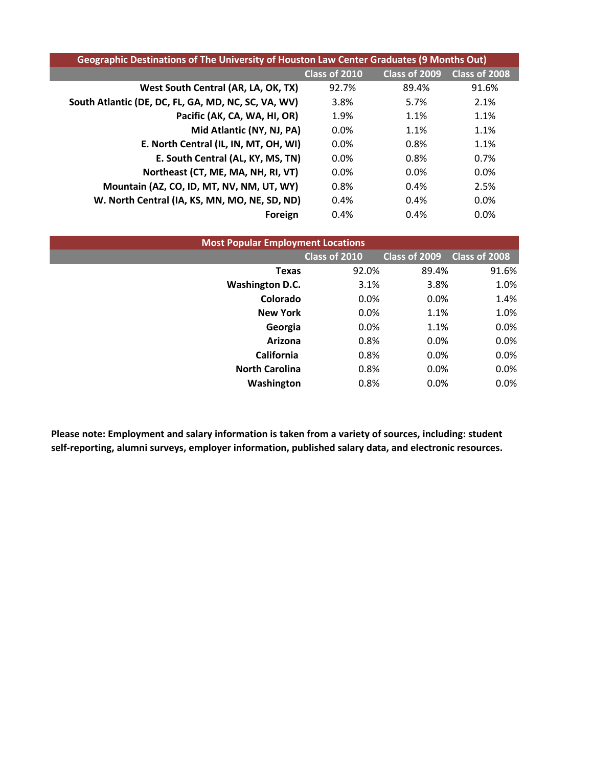| Geographic Destinations of The University of Houston Law Center Graduates (9 Months Out) | | | |
| --- | --- | --- | --- |
| | Class of 2010 | Class of 2009 | Class of 2008 |
| **West South Central (AR, LA, OK, TX)** | 92.7% | 89.4% | 91.6% |
| **South Atlantic (DE, DC, FL, GA, MD, NC, SC, VA, WV)** | 3.8% | 5.7% | 2.1% |
| **Pacific (AK, CA, WA, HI, OR)** | 1.9% | 1.1% | 1.1% |
| **Mid Atlantic (NY, NJ, PA)** | 0.0% | 1.1% | 1.1% |
| **E. North Central (IL, IN, MT, OH, WI)** | 0.0% | 0.8% | 1.1% |
| **E. South Central (AL, KY, MS, TN)** | 0.0% | 0.8% | 0.7% |
| **Northeast (CT, ME, MA, NH, RI, VT)** | 0.0% | 0.0% | 0.0% |
| **Mountain (AZ, CO, ID, MT, NV, NM, UT, WY)** | 0.8% | 0.4% | 2.5% |
| **W. North Central (IA, KS, MN, MO, NE, SD, ND)** | 0.4% | 0.4% | 0.0% |
| **Foreign** | 0.4% | 0.4% | 0.0% |

| Most Popular Employment Locations | | | |
| --- | --- | --- | --- |
| | Class of 2010 | Class of 2009 | Class of 2008 |
| **Texas** | 92.0% | 89.4% | 91.6% |
| **Washington D.C.** | 3.1% | 3.8% | 1.0% |
| **Colorado** | 0.0% | 0.0% | 1.4% |
| **New York** | 0.0% | 1.1% | 1.0% |
| **Georgia** | 0.0% | 1.1% | 0.0% |
| **Arizona** | 0.8% | 0.0% | 0.0% |
| **California** | 0.8% | 0.0% | 0.0% |
| **North Carolina** | 0.8% | 0.0% | 0.0% |
| **Washington** | 0.8% | 0.0% | 0.0% |

**Please note: Employment and salary information is taken from a variety of sources, including: student self-reporting, alumni surveys, employer information, published salary data, and electronic resources.**